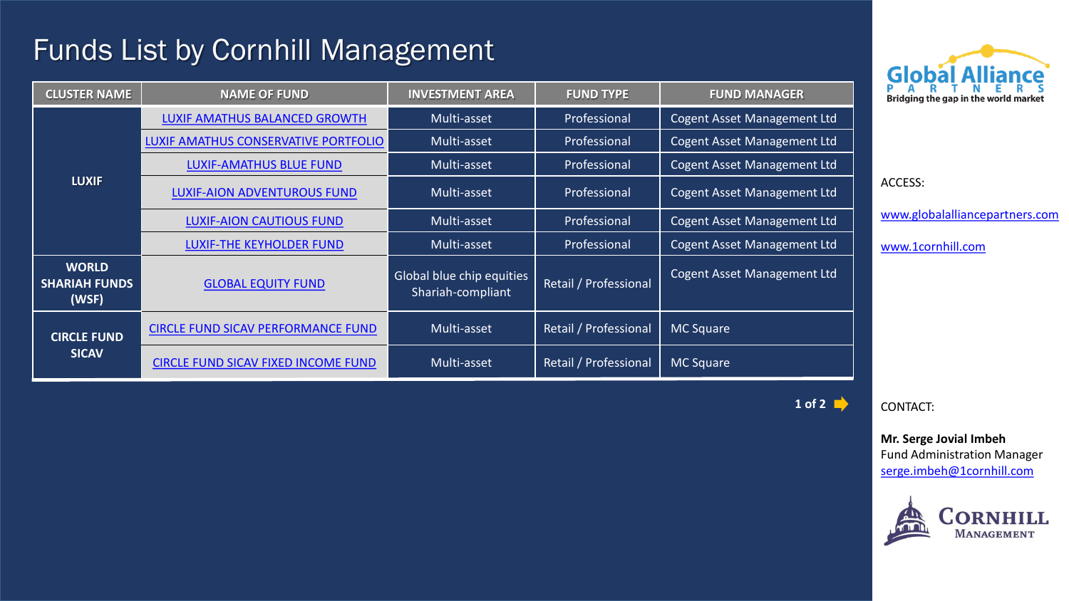# Funds List by Cornhill Management

| CLUSTER NAME | NAME OF FUND | INVESTMENT AREA | FUND TYPE | FUND MANAGER |
|---|---|---|---|---|
| LUXIF | LUXIF AMATHUS BALANCED GROWTH | Multi-asset | Professional | Cogent Asset Management Ltd |
| | LUXIF AMATHUS CONSERVATIVE PORTFOLIO | Multi-asset | Professional | Cogent Asset Management Ltd |
| | LUXIF-AMATHUS BLUE FUND | Multi-asset | Professional | Cogent Asset Management Ltd |
| | LUXIF-AION ADVENTUROUS FUND | Multi-asset | Professional | Cogent Asset Management Ltd |
| | LUXIF-AION CAUTIOUS FUND | Multi-asset | Professional | Cogent Asset Management Ltd |
| | LUXIF-THE KEYHOLDER FUND | Multi-asset | Professional | Cogent Asset Management Ltd |
| WORLD SHARIAH FUNDS (WSF) | GLOBAL EQUITY FUND | Global blue chip equities Shariah-compliant | Retail / Professional | Cogent Asset Management Ltd |
| CIRCLE FUND SICAV | CIRCLE FUND SICAV PERFORMANCE FUND | Multi-asset | Retail / Professional | MC Square |
| | CIRCLE FUND SICAV FIXED INCOME FUND | Multi-asset | Retail / Professional | MC Square |

Global Alliance PARTNERS
Bridging the gap in the world market

ACCESS:

www.globalalliancepartners.com

www.1cornhill.com

CONTACT:

**Mr. Serge Jovial Imbeh**
Fund Administration Manager
serge.imbeh@1cornhill.com

CORNHILL MANAGEMENT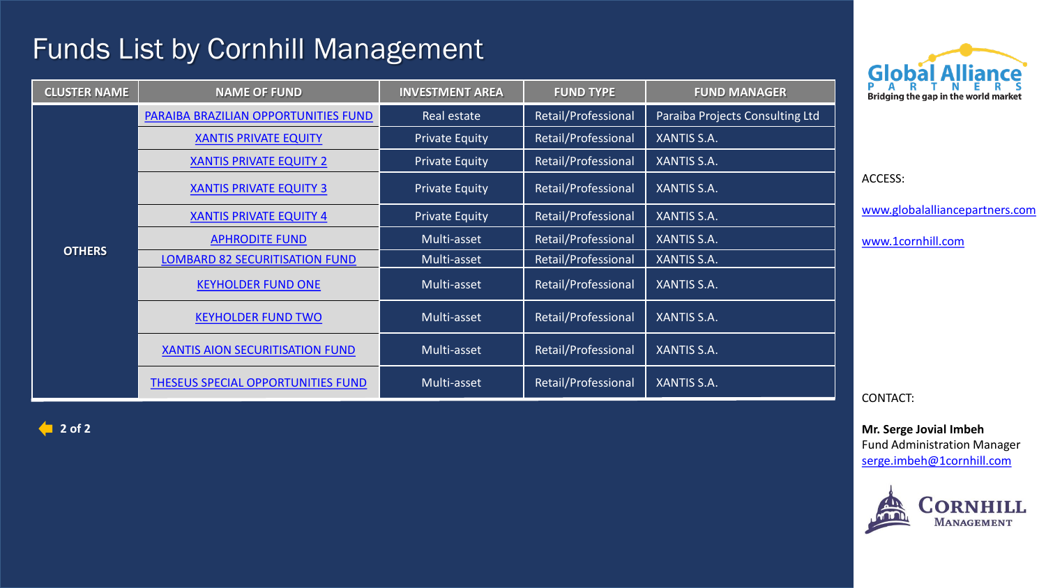# Funds List by Cornhill Management

| CLUSTER NAME | NAME OF FUND | INVESTMENT AREA | FUND TYPE | FUND MANAGER |
|---|---|---|---|---|
| OTHERS | PARAIBA BRAZILIAN OPPORTUNITIES FUND | Real estate | Retail/Professional | Paraiba Projects Consulting Ltd |
| | XANTIS PRIVATE EQUITY | Private Equity | Retail/Professional | XANTIS S.A. |
| | XANTIS PRIVATE EQUITY 2 | Private Equity | Retail/Professional | XANTIS S.A. |
| | XANTIS PRIVATE EQUITY 3 | Private Equity | Retail/Professional | XANTIS S.A. |
| | XANTIS PRIVATE EQUITY 4 | Private Equity | Retail/Professional | XANTIS S.A. |
| | APHRODITE FUND | Multi-asset | Retail/Professional | XANTIS S.A. |
| | LOMBARD 82 SECURITISATION FUND | Multi-asset | Retail/Professional | XANTIS S.A. |
| | KEYHOLDER FUND ONE | Multi-asset | Retail/Professional | XANTIS S.A. |
| | KEYHOLDER FUND TWO | Multi-asset | Retail/Professional | XANTIS S.A. |
| | XANTIS AION SECURITISATION FUND | Multi-asset | Retail/Professional | XANTIS S.A. |
| | THESEUS SPECIAL OPPORTUNITIES FUND | Multi-asset | Retail/Professional | XANTIS S.A. |

Global Alliance PARTNERS
Bridging the gap in the world market

ACCESS:

www.globalalliancepartners.com

www.1cornhill.com

CONTACT:

**Mr. Serge Jovial Imbeh**
Fund Administration Manager
serge.imbeh@1cornhill.com

CORNHILL MANAGEMENT